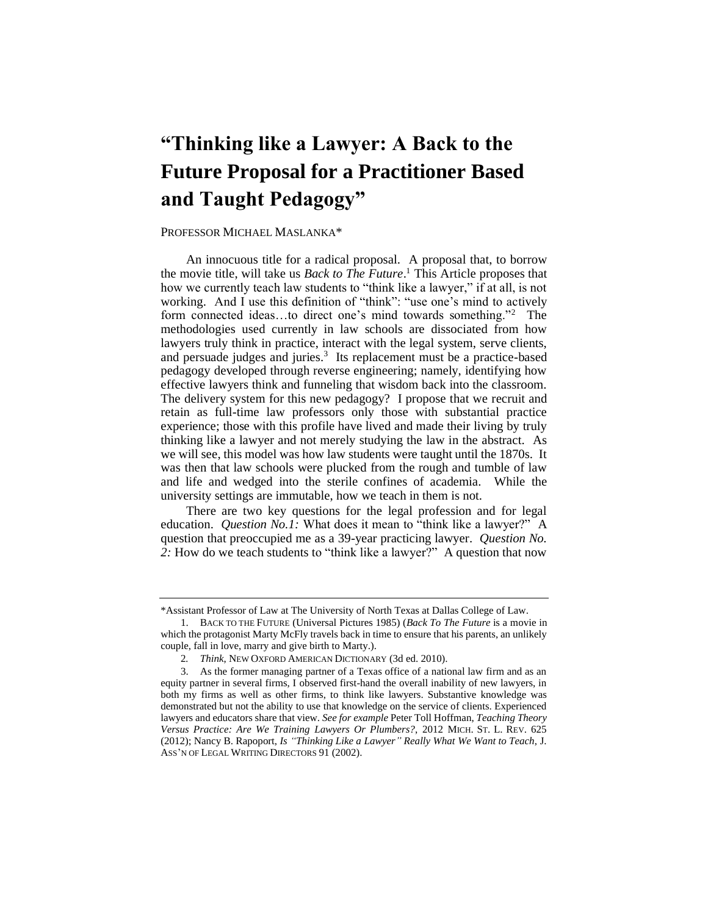# "Thinking like a Lawyer: A Back to the Future Proposal for a Practitioner Based and Taught Pedagogy"

PROFESSOR MICHAEL MASLANKA*

An innocuous title for a radical proposal. A proposal that, to borrow the movie title, will take us *Back to The Future*.[1] This Article proposes that how we currently teach law students to "think like a lawyer," if at all, is not working. And I use this definition of "think": "use one's mind to actively form connected ideas…to direct one's mind towards something."[2] The methodologies used currently in law schools are dissociated from how lawyers truly think in practice, interact with the legal system, serve clients, and persuade judges and juries.[3] Its replacement must be a practice-based pedagogy developed through reverse engineering; namely, identifying how effective lawyers think and funneling that wisdom back into the classroom. The delivery system for this new pedagogy? I propose that we recruit and retain as full-time law professors only those with substantial practice experience; those with this profile have lived and made their living by truly thinking like a lawyer and not merely studying the law in the abstract. As we will see, this model was how law students were taught until the 1870s. It was then that law schools were plucked from the rough and tumble of law and life and wedged into the sterile confines of academia. While the university settings are immutable, how we teach in them is not.

There are two key questions for the legal profession and for legal education. *Question No.1:* What does it mean to "think like a lawyer?" A question that preoccupied me as a 39-year practicing lawyer. *Question No. 2:* How do we teach students to "think like a lawyer?" A question that now

---

*Assistant Professor of Law at The University of North Texas at Dallas College of Law.

1. BACK TO THE FUTURE (Universal Pictures 1985) (*Back To The Future* is a movie in which the protagonist Marty McFly travels back in time to ensure that his parents, an unlikely couple, fall in love, marry and give birth to Marty.).

2. *Think*, NEW OXFORD AMERICAN DICTIONARY (3d ed. 2010).

3. As the former managing partner of a Texas office of a national law firm and as an equity partner in several firms, I observed first-hand the overall inability of new lawyers, in both my firms as well as other firms, to think like lawyers. Substantive knowledge was demonstrated but not the ability to use that knowledge on the service of clients. Experienced lawyers and educators share that view. *See for example* Peter Toll Hoffman, *Teaching Theory Versus Practice: Are We Training Lawyers Or Plumbers?*, 2012 MICH. ST. L. REV. 625 (2012); Nancy B. Rapoport, *Is "Thinking Like a Lawyer" Really What We Want to Teach*, J. ASS'N OF LEGAL WRITING DIRECTORS 91 (2002).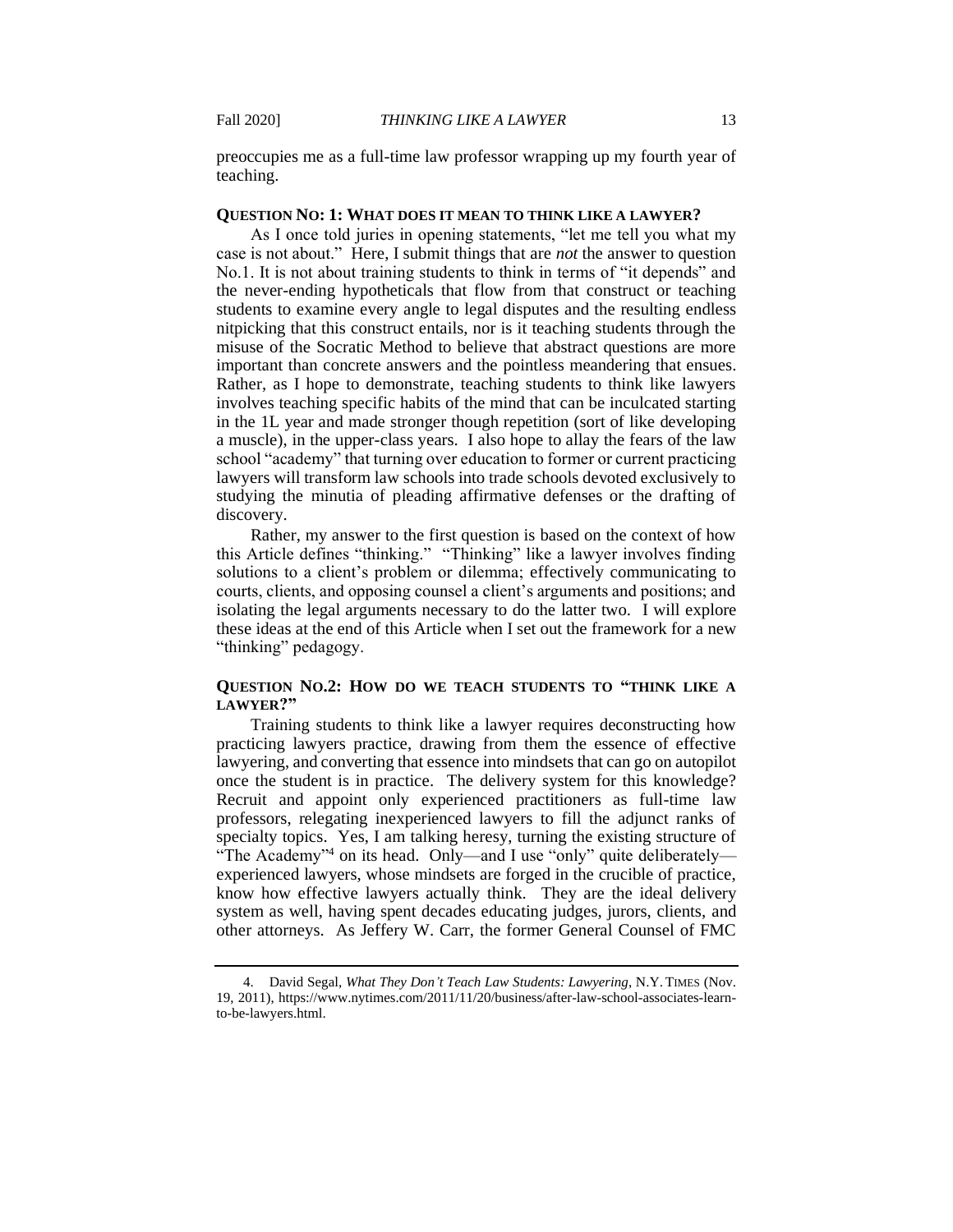preoccupies me as a full-time law professor wrapping up my fourth year of teaching.

## QUESTION NO: 1: WHAT DOES IT MEAN TO THINK LIKE A LAWYER?

As I once told juries in opening statements, "let me tell you what my case is not about." Here, I submit things that are *not* the answer to question No.1. It is not about training students to think in terms of "it depends" and the never-ending hypotheticals that flow from that construct or teaching students to examine every angle to legal disputes and the resulting endless nitpicking that this construct entails, nor is it teaching students through the misuse of the Socratic Method to believe that abstract questions are more important than concrete answers and the pointless meandering that ensues. Rather, as I hope to demonstrate, teaching students to think like lawyers involves teaching specific habits of the mind that can be inculcated starting in the 1L year and made stronger though repetition (sort of like developing a muscle), in the upper-class years. I also hope to allay the fears of the law school "academy" that turning over education to former or current practicing lawyers will transform law schools into trade schools devoted exclusively to studying the minutia of pleading affirmative defenses or the drafting of discovery.

Rather, my answer to the first question is based on the context of how this Article defines "thinking." "Thinking" like a lawyer involves finding solutions to a client's problem or dilemma; effectively communicating to courts, clients, and opposing counsel a client's arguments and positions; and isolating the legal arguments necessary to do the latter two. I will explore these ideas at the end of this Article when I set out the framework for a new "thinking" pedagogy.

## QUESTION NO.2: HOW DO WE TEACH STUDENTS TO "THINK LIKE A LAWYER?"

Training students to think like a lawyer requires deconstructing how practicing lawyers practice, drawing from them the essence of effective lawyering, and converting that essence into mindsets that can go on autopilot once the student is in practice. The delivery system for this knowledge? Recruit and appoint only experienced practitioners as full-time law professors, relegating inexperienced lawyers to fill the adjunct ranks of specialty topics. Yes, I am talking heresy, turning the existing structure of "The Academy"[4] on its head. Only—and I use "only" quite deliberately—experienced lawyers, whose mindsets are forged in the crucible of practice, know how effective lawyers actually think. They are the ideal delivery system as well, having spent decades educating judges, jurors, clients, and other attorneys. As Jeffery W. Carr, the former General Counsel of FMC

---

4. David Segal, *What They Don't Teach Law Students: Lawyering*, N.Y. TIMES (Nov. 19, 2011), https://www.nytimes.com/2011/11/20/business/after-law-school-associates-learn-to-be-lawyers.html.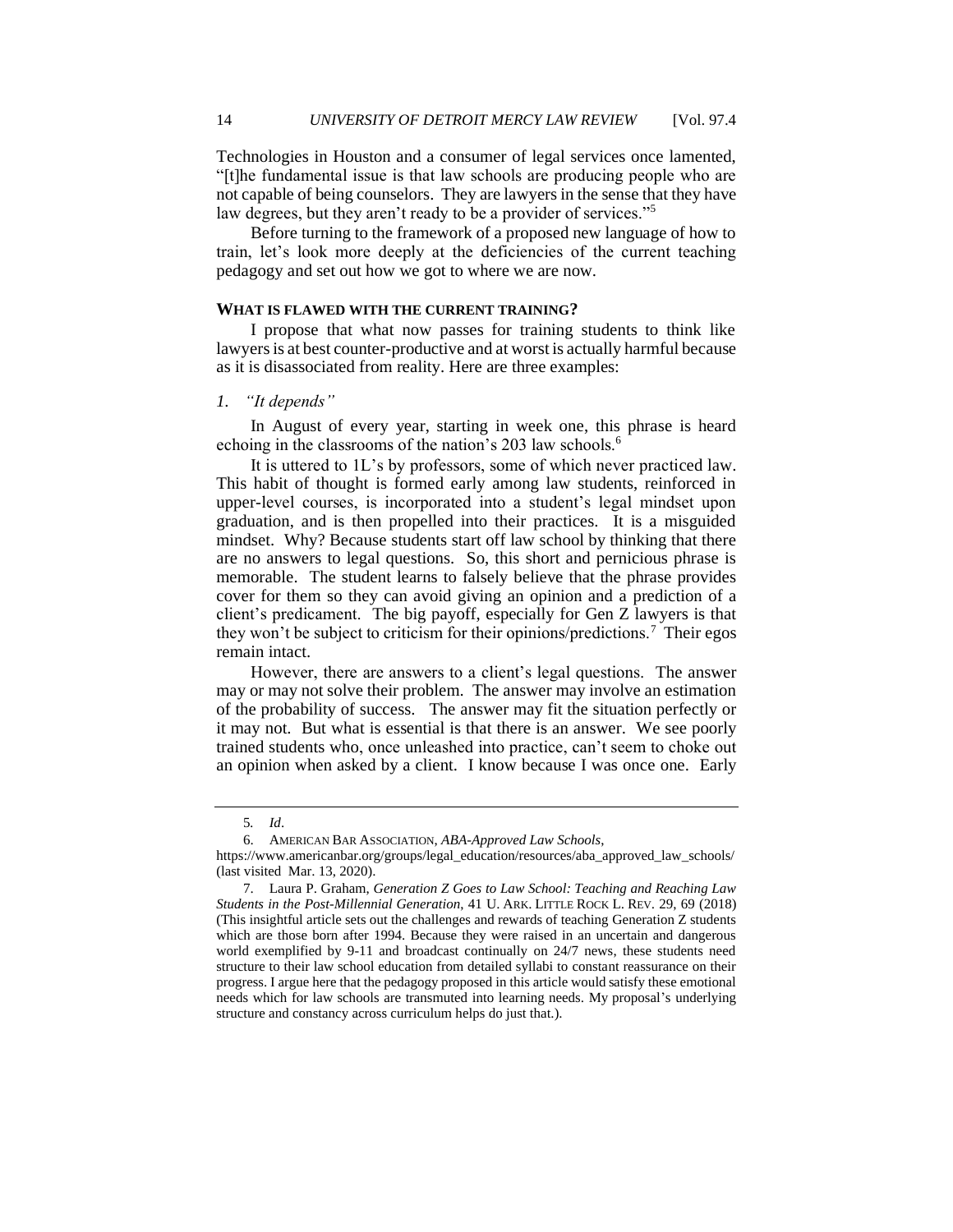Technologies in Houston and a consumer of legal services once lamented, "[t]he fundamental issue is that law schools are producing people who are not capable of being counselors. They are lawyers in the sense that they have law degrees, but they aren't ready to be a provider of services."[5]

Before turning to the framework of a proposed new language of how to train, let's look more deeply at the deficiencies of the current teaching pedagogy and set out how we got to where we are now.

## WHAT IS FLAWED WITH THE CURRENT TRAINING?

I propose that what now passes for training students to think like lawyers is at best counter-productive and at worst is actually harmful because as it is disassociated from reality. Here are three examples:

### *1. "It depends"*

In August of every year, starting in week one, this phrase is heard echoing in the classrooms of the nation's 203 law schools.[6]

It is uttered to 1L's by professors, some of which never practiced law. This habit of thought is formed early among law students, reinforced in upper-level courses, is incorporated into a student's legal mindset upon graduation, and is then propelled into their practices. It is a misguided mindset. Why? Because students start off law school by thinking that there are no answers to legal questions. So, this short and pernicious phrase is memorable. The student learns to falsely believe that the phrase provides cover for them so they can avoid giving an opinion and a prediction of a client's predicament. The big payoff, especially for Gen Z lawyers is that they won't be subject to criticism for their opinions/predictions.[7] Their egos remain intact.

However, there are answers to a client's legal questions. The answer may or may not solve their problem. The answer may involve an estimation of the probability of success. The answer may fit the situation perfectly or it may not. But what is essential is that there is an answer. We see poorly trained students who, once unleashed into practice, can't seem to choke out an opinion when asked by a client. I know because I was once one. Early

---

5. *Id*.

6. AMERICAN BAR ASSOCIATION, *ABA-Approved Law Schools*, https://www.americanbar.org/groups/legal_education/resources/aba_approved_law_schools/ (last visited Mar. 13, 2020).

7. Laura P. Graham, *Generation Z Goes to Law School: Teaching and Reaching Law Students in the Post-Millennial Generation*, 41 U. ARK. LITTLE ROCK L. REV. 29, 69 (2018) (This insightful article sets out the challenges and rewards of teaching Generation Z students which are those born after 1994. Because they were raised in an uncertain and dangerous world exemplified by 9-11 and broadcast continually on 24/7 news, these students need structure to their law school education from detailed syllabi to constant reassurance on their progress. I argue here that the pedagogy proposed in this article would satisfy these emotional needs which for law schools are transmuted into learning needs. My proposal's underlying structure and constancy across curriculum helps do just that.).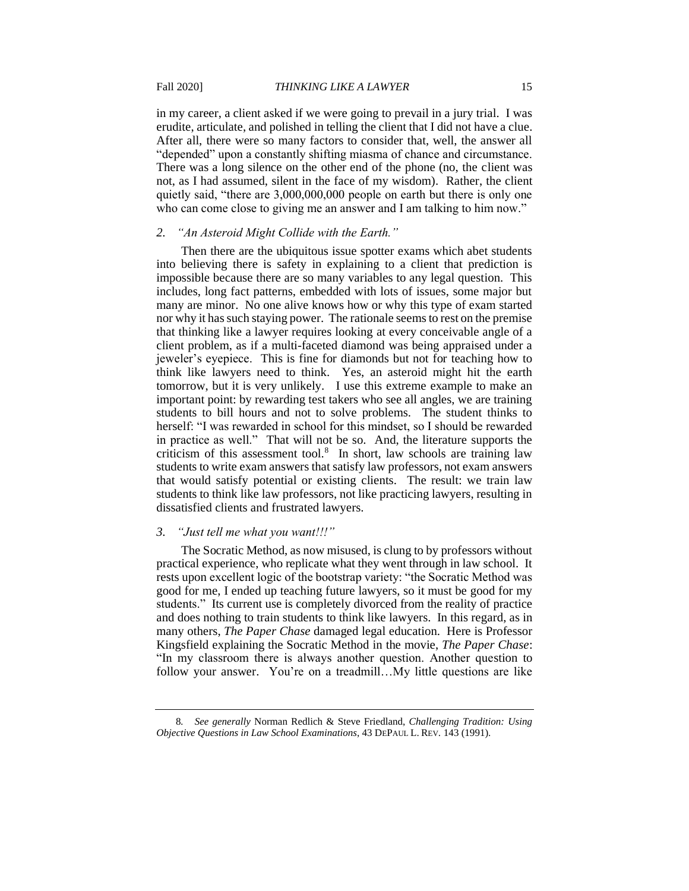in my career, a client asked if we were going to prevail in a jury trial. I was erudite, articulate, and polished in telling the client that I did not have a clue. After all, there were so many factors to consider that, well, the answer all "depended" upon a constantly shifting miasma of chance and circumstance. There was a long silence on the other end of the phone (no, the client was not, as I had assumed, silent in the face of my wisdom). Rather, the client quietly said, "there are 3,000,000,000 people on earth but there is only one who can come close to giving me an answer and I am talking to him now."

### 2. *"An Asteroid Might Collide with the Earth."*

Then there are the ubiquitous issue spotter exams which abet students into believing there is safety in explaining to a client that prediction is impossible because there are so many variables to any legal question. This includes, long fact patterns, embedded with lots of issues, some major but many are minor. No one alive knows how or why this type of exam started nor why it has such staying power. The rationale seems to rest on the premise that thinking like a lawyer requires looking at every conceivable angle of a client problem, as if a multi-faceted diamond was being appraised under a jeweler's eyepiece. This is fine for diamonds but not for teaching how to think like lawyers need to think. Yes, an asteroid might hit the earth tomorrow, but it is very unlikely. I use this extreme example to make an important point: by rewarding test takers who see all angles, we are training students to bill hours and not to solve problems. The student thinks to herself: "I was rewarded in school for this mindset, so I should be rewarded in practice as well." That will not be so. And, the literature supports the criticism of this assessment tool.[8] In short, law schools are training law students to write exam answers that satisfy law professors, not exam answers that would satisfy potential or existing clients. The result: we train law students to think like law professors, not like practicing lawyers, resulting in dissatisfied clients and frustrated lawyers.

### 3. *"Just tell me what you want!!!"*

The Socratic Method, as now misused, is clung to by professors without practical experience, who replicate what they went through in law school. It rests upon excellent logic of the bootstrap variety: "the Socratic Method was good for me, I ended up teaching future lawyers, so it must be good for my students." Its current use is completely divorced from the reality of practice and does nothing to train students to think like lawyers. In this regard, as in many others, *The Paper Chase* damaged legal education. Here is Professor Kingsfield explaining the Socratic Method in the movie, *The Paper Chase*: "In my classroom there is always another question. Another question to follow your answer. You're on a treadmill…My little questions are like

---

8. *See generally* Norman Redlich & Steve Friedland, *Challenging Tradition: Using Objective Questions in Law School Examinations*, 43 DEPAUL L. REV. 143 (1991).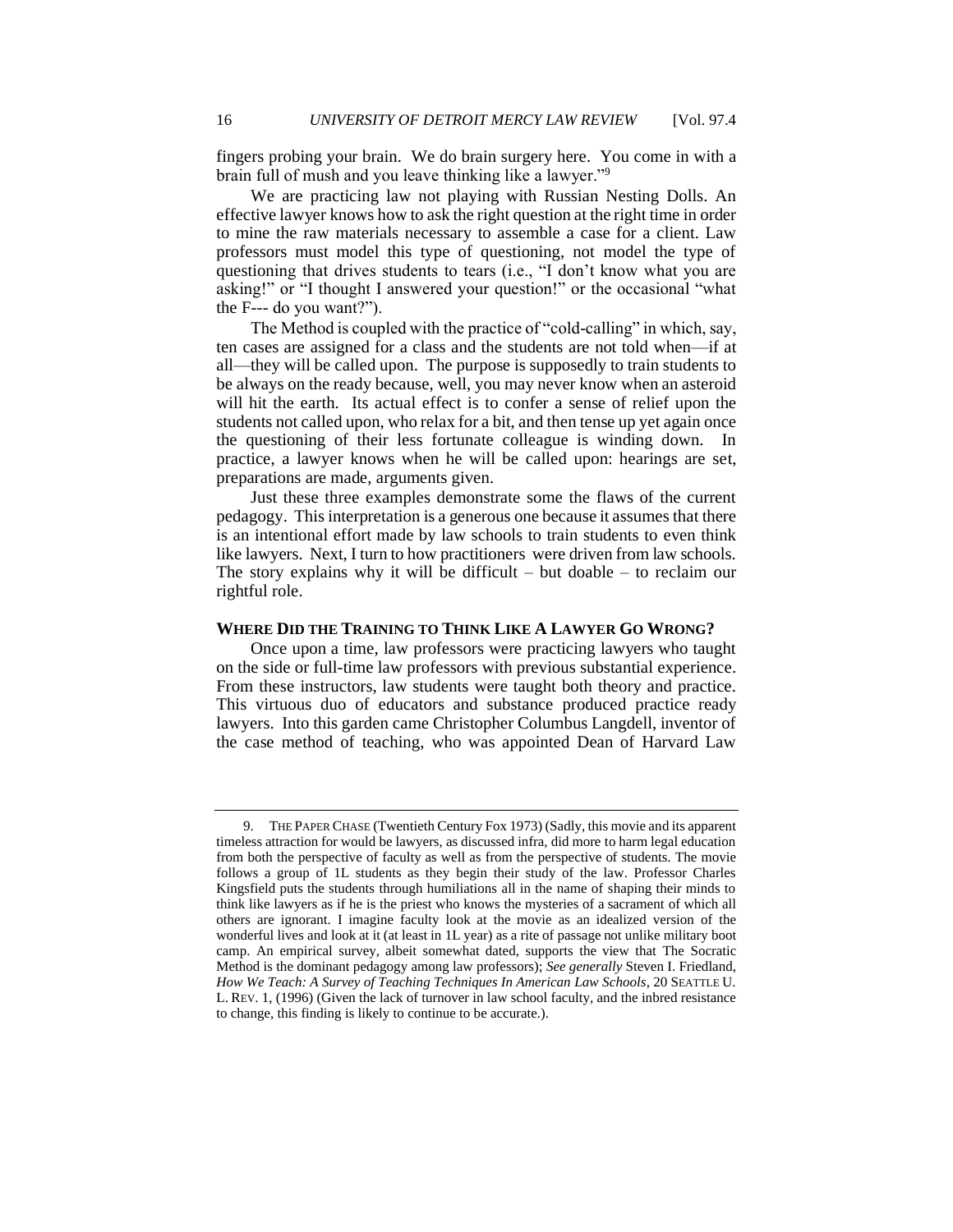fingers probing your brain. We do brain surgery here. You come in with a brain full of mush and you leave thinking like a lawyer."[9]

We are practicing law not playing with Russian Nesting Dolls. An effective lawyer knows how to ask the right question at the right time in order to mine the raw materials necessary to assemble a case for a client. Law professors must model this type of questioning, not model the type of questioning that drives students to tears (i.e., "I don't know what you are asking!" or "I thought I answered your question!" or the occasional "what the F--- do you want?").

The Method is coupled with the practice of "cold-calling" in which, say, ten cases are assigned for a class and the students are not told when—if at all—they will be called upon. The purpose is supposedly to train students to be always on the ready because, well, you may never know when an asteroid will hit the earth. Its actual effect is to confer a sense of relief upon the students not called upon, who relax for a bit, and then tense up yet again once the questioning of their less fortunate colleague is winding down. In practice, a lawyer knows when he will be called upon: hearings are set, preparations are made, arguments given.

Just these three examples demonstrate some the flaws of the current pedagogy. This interpretation is a generous one because it assumes that there is an intentional effort made by law schools to train students to even think like lawyers. Next, I turn to how practitioners were driven from law schools. The story explains why it will be difficult – but doable – to reclaim our rightful role.

## WHERE DID THE TRAINING TO THINK LIKE A LAWYER GO WRONG?

Once upon a time, law professors were practicing lawyers who taught on the side or full-time law professors with previous substantial experience. From these instructors, law students were taught both theory and practice. This virtuous duo of educators and substance produced practice ready lawyers. Into this garden came Christopher Columbus Langdell, inventor of the case method of teaching, who was appointed Dean of Harvard Law

---

9. THE PAPER CHASE (Twentieth Century Fox 1973) (Sadly, this movie and its apparent timeless attraction for would be lawyers, as discussed infra, did more to harm legal education from both the perspective of faculty as well as from the perspective of students. The movie follows a group of 1L students as they begin their study of the law. Professor Charles Kingsfield puts the students through humiliations all in the name of shaping their minds to think like lawyers as if he is the priest who knows the mysteries of a sacrament of which all others are ignorant. I imagine faculty look at the movie as an idealized version of the wonderful lives and look at it (at least in 1L year) as a rite of passage not unlike military boot camp. An empirical survey, albeit somewhat dated, supports the view that The Socratic Method is the dominant pedagogy among law professors); *See generally* Steven I. Friedland, *How We Teach: A Survey of Teaching Techniques In American Law Schools*, 20 SEATTLE U. L. REV. 1, (1996) (Given the lack of turnover in law school faculty, and the inbred resistance to change, this finding is likely to continue to be accurate.).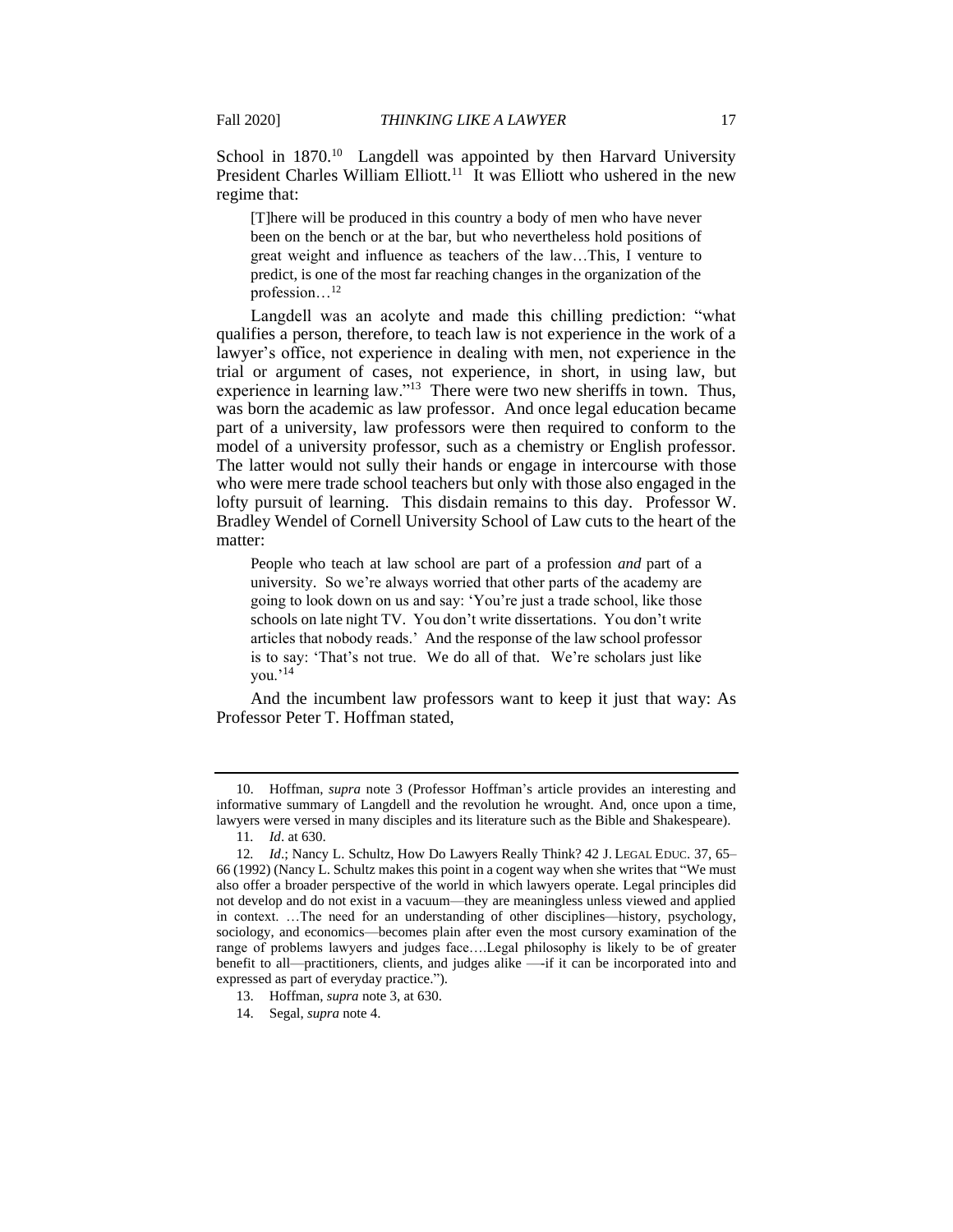School in 1870.[10] Langdell was appointed by then Harvard University President Charles William Elliott.[11] It was Elliott who ushered in the new regime that:

> [T]here will be produced in this country a body of men who have never been on the bench or at the bar, but who nevertheless hold positions of great weight and influence as teachers of the law…This, I venture to predict, is one of the most far reaching changes in the organization of the profession…[12]

Langdell was an acolyte and made this chilling prediction: "what qualifies a person, therefore, to teach law is not experience in the work of a lawyer's office, not experience in dealing with men, not experience in the trial or argument of cases, not experience, in short, in using law, but experience in learning law."[13] There were two new sheriffs in town. Thus, was born the academic as law professor. And once legal education became part of a university, law professors were then required to conform to the model of a university professor, such as a chemistry or English professor. The latter would not sully their hands or engage in intercourse with those who were mere trade school teachers but only with those also engaged in the lofty pursuit of learning. This disdain remains to this day. Professor W. Bradley Wendel of Cornell University School of Law cuts to the heart of the matter:

> People who teach at law school are part of a profession *and* part of a university. So we're always worried that other parts of the academy are going to look down on us and say: 'You're just a trade school, like those schools on late night TV. You don't write dissertations. You don't write articles that nobody reads.' And the response of the law school professor is to say: 'That's not true. We do all of that. We're scholars just like you.'[14]

And the incumbent law professors want to keep it just that way: As Professor Peter T. Hoffman stated,

---

10. Hoffman, *supra* note 3 (Professor Hoffman's article provides an interesting and informative summary of Langdell and the revolution he wrought. And, once upon a time, lawyers were versed in many disciples and its literature such as the Bible and Shakespeare).

11. *Id*. at 630.

12. *Id*.; Nancy L. Schultz, How Do Lawyers Really Think? 42 J. LEGAL EDUC. 37, 65–66 (1992) (Nancy L. Schultz makes this point in a cogent way when she writes that "We must also offer a broader perspective of the world in which lawyers operate. Legal principles did not develop and do not exist in a vacuum—they are meaningless unless viewed and applied in context. …The need for an understanding of other disciplines—history, psychology, sociology, and economics—becomes plain after even the most cursory examination of the range of problems lawyers and judges face….Legal philosophy is likely to be of greater benefit to all—practitioners, clients, and judges alike —-if it can be incorporated into and expressed as part of everyday practice.").

13. Hoffman, *supra* note 3, at 630.

14. Segal, *supra* note 4.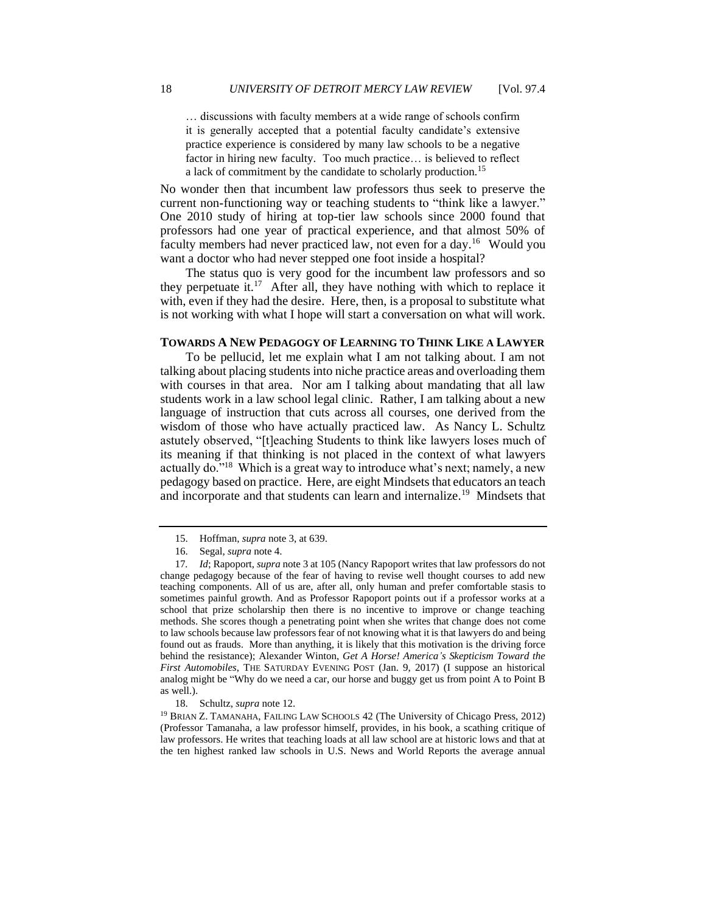> … discussions with faculty members at a wide range of schools confirm it is generally accepted that a potential faculty candidate's extensive practice experience is considered by many law schools to be a negative factor in hiring new faculty. Too much practice… is believed to reflect a lack of commitment by the candidate to scholarly production.[15]

No wonder then that incumbent law professors thus seek to preserve the current non-functioning way or teaching students to "think like a lawyer." One 2010 study of hiring at top-tier law schools since 2000 found that professors had one year of practical experience, and that almost 50% of faculty members had never practiced law, not even for a day.[16] Would you want a doctor who had never stepped one foot inside a hospital?

The status quo is very good for the incumbent law professors and so they perpetuate it.[17] After all, they have nothing with which to replace it with, even if they had the desire. Here, then, is a proposal to substitute what is not working with what I hope will start a conversation on what will work.

## TOWARDS A NEW PEDAGOGY OF LEARNING TO THINK LIKE A LAWYER

To be pellucid, let me explain what I am not talking about. I am not talking about placing students into niche practice areas and overloading them with courses in that area. Nor am I talking about mandating that all law students work in a law school legal clinic. Rather, I am talking about a new language of instruction that cuts across all courses, one derived from the wisdom of those who have actually practiced law. As Nancy L. Schultz astutely observed, "[t]eaching Students to think like lawyers loses much of its meaning if that thinking is not placed in the context of what lawyers actually do."[18] Which is a great way to introduce what's next; namely, a new pedagogy based on practice. Here, are eight Mindsets that educators an teach and incorporate and that students can learn and internalize.[19] Mindsets that

---

15. Hoffman, *supra* note 3, at 639.

16. Segal, *supra* note 4.

17. *Id*; Rapoport, *supra* note 3 at 105 (Nancy Rapoport writes that law professors do not change pedagogy because of the fear of having to revise well thought courses to add new teaching components. All of us are, after all, only human and prefer comfortable stasis to sometimes painful growth. And as Professor Rapoport points out if a professor works at a school that prize scholarship then there is no incentive to improve or change teaching methods. She scores though a penetrating point when she writes that change does not come to law schools because law professors fear of not knowing what it is that lawyers do and being found out as frauds. More than anything, it is likely that this motivation is the driving force behind the resistance); Alexander Winton, *Get A Horse! America's Skepticism Toward the First Automobiles*, THE SATURDAY EVENING POST (Jan. 9, 2017) (I suppose an historical analog might be "Why do we need a car, our horse and buggy get us from point A to Point B as well.).

18. Schultz, *supra* note 12.

19. BRIAN Z. TAMANAHA, FAILING LAW SCHOOLS 42 (The University of Chicago Press, 2012) (Professor Tamanaha, a law professor himself, provides, in his book, a scathing critique of law professors. He writes that teaching loads at all law school are at historic lows and that at the ten highest ranked law schools in U.S. News and World Reports the average annual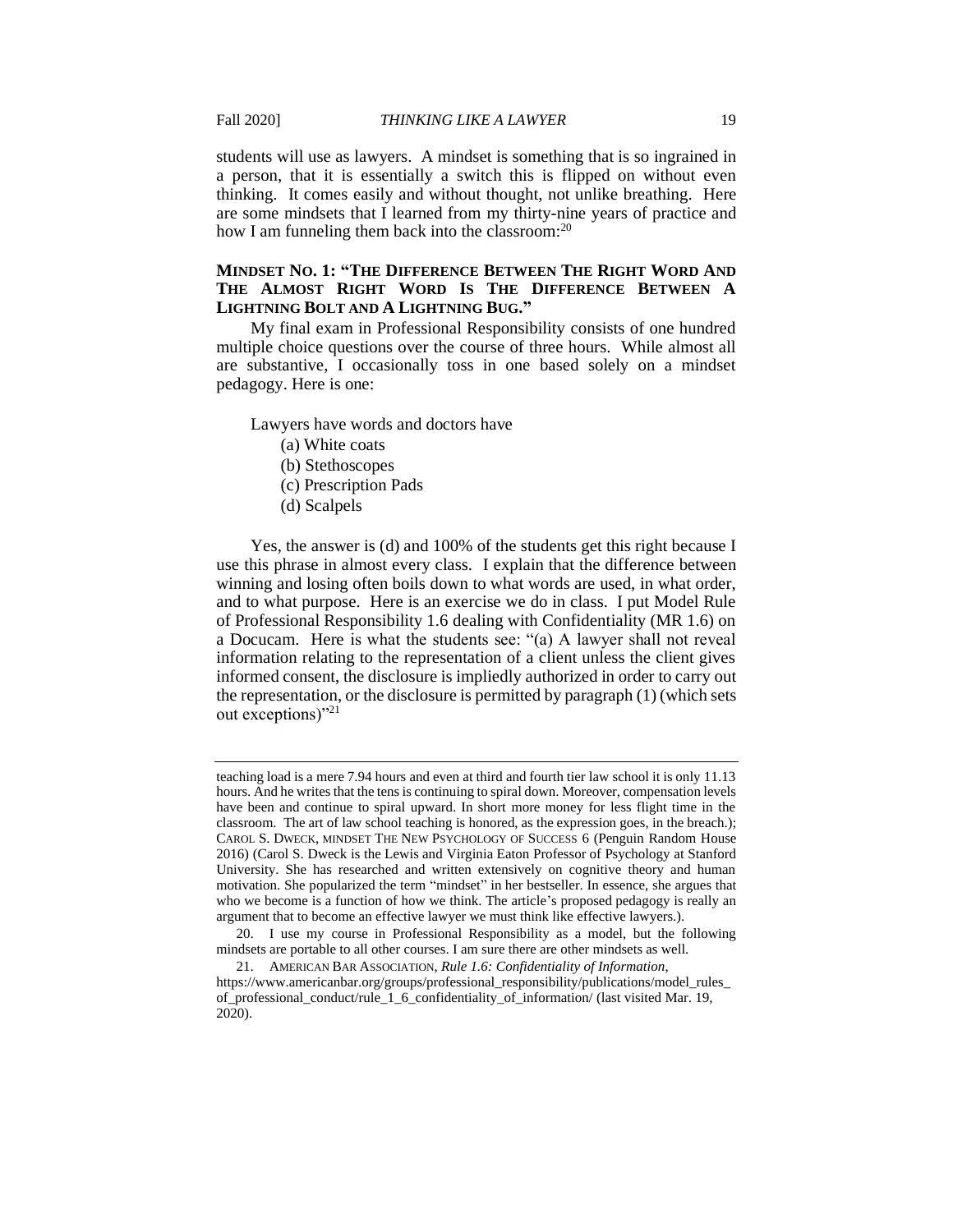students will use as lawyers. A mindset is something that is so ingrained in a person, that it is essentially a switch this is flipped on without even thinking. It comes easily and without thought, not unlike breathing. Here are some mindsets that I learned from my thirty-nine years of practice and how I am funneling them back into the classroom:[20]

**MINDSET NO. 1: "THE DIFFERENCE BETWEEN THE RIGHT WORD AND THE ALMOST RIGHT WORD IS THE DIFFERENCE BETWEEN A LIGHTNING BOLT AND A LIGHTNING BUG."**

My final exam in Professional Responsibility consists of one hundred multiple choice questions over the course of three hours. While almost all are substantive, I occasionally toss in one based solely on a mindset pedagogy. Here is one:

Lawyers have words and doctors have
- (a) White coats
- (b) Stethoscopes
- (c) Prescription Pads
- (d) Scalpels

Yes, the answer is (d) and 100% of the students get this right because I use this phrase in almost every class. I explain that the difference between winning and losing often boils down to what words are used, in what order, and to what purpose. Here is an exercise we do in class. I put Model Rule of Professional Responsibility 1.6 dealing with Confidentiality (MR 1.6) on a Docucam. Here is what the students see: "(a) A lawyer shall not reveal information relating to the representation of a client unless the client gives informed consent, the disclosure is impliedly authorized in order to carry out the representation, or the disclosure is permitted by paragraph (1) (which sets out exceptions)"[21]

---

teaching load is a mere 7.94 hours and even at third and fourth tier law school it is only 11.13 hours. And he writes that the tens is continuing to spiral down. Moreover, compensation levels have been and continue to spiral upward. In short more money for less flight time in the classroom. The art of law school teaching is honored, as the expression goes, in the breach.); CAROL S. DWECK, MINDSET THE NEW PSYCHOLOGY OF SUCCESS 6 (Penguin Random House 2016) (Carol S. Dweck is the Lewis and Virginia Eaton Professor of Psychology at Stanford University. She has researched and written extensively on cognitive theory and human motivation. She popularized the term "mindset" in her bestseller. In essence, she argues that who we become is a function of how we think. The article's proposed pedagogy is really an argument that to become an effective lawyer we must think like effective lawyers.).

20. I use my course in Professional Responsibility as a model, but the following mindsets are portable to all other courses. I am sure there are other mindsets as well.

21. AMERICAN BAR ASSOCIATION, *Rule 1.6: Confidentiality of Information*, https://www.americanbar.org/groups/professional_responsibility/publications/model_rules_of_professional_conduct/rule_1_6_confidentiality_of_information/ (last visited Mar. 19, 2020).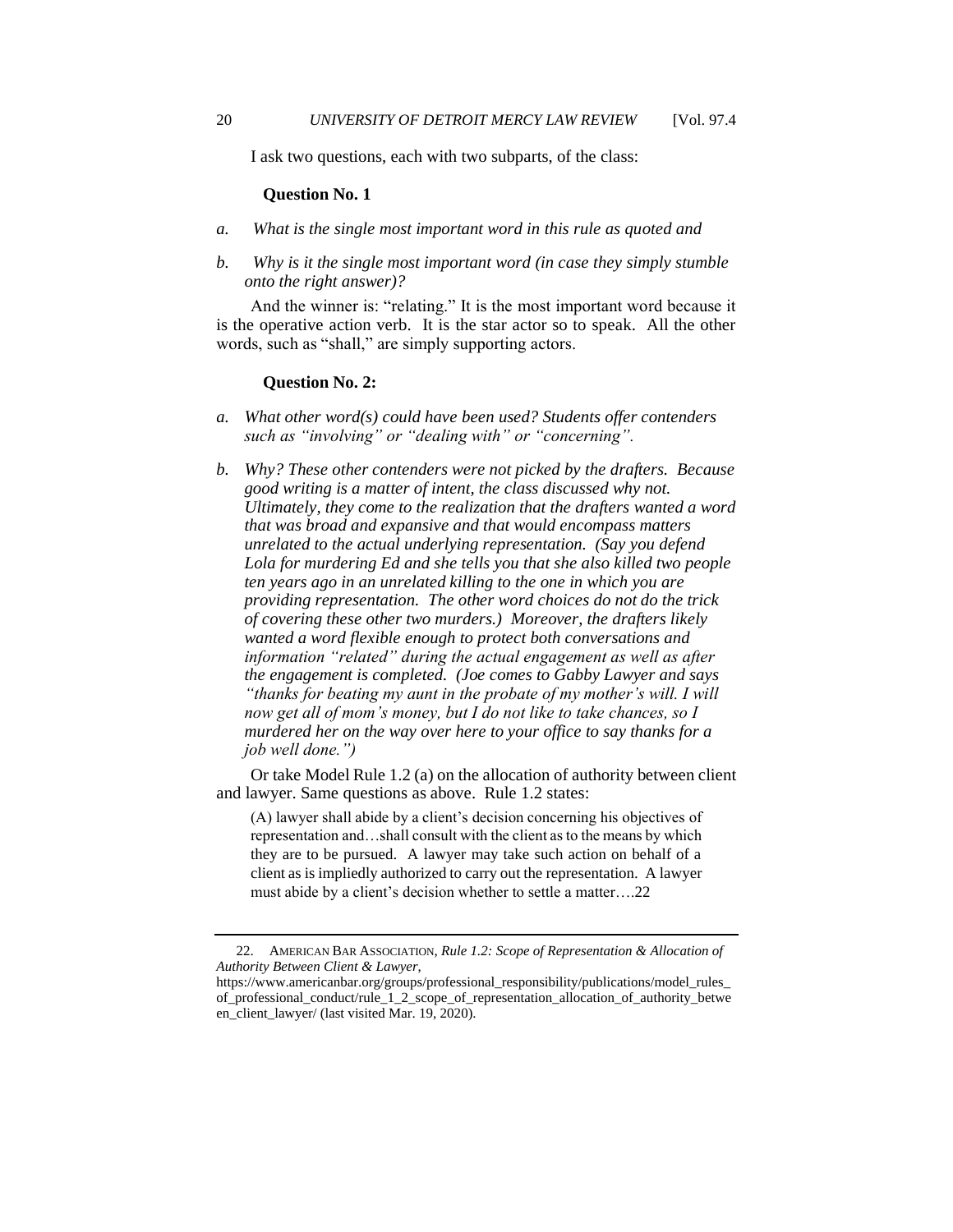I ask two questions, each with two subparts, of the class:

**Question No. 1**

*a. What is the single most important word in this rule as quoted and*

*b. Why is it the single most important word (in case they simply stumble onto the right answer)?*

And the winner is: "relating." It is the most important word because it is the operative action verb. It is the star actor so to speak. All the other words, such as "shall," are simply supporting actors.

**Question No. 2:**

*a. What other word(s) could have been used? Students offer contenders such as "involving" or "dealing with" or "concerning".*

*b. Why? These other contenders were not picked by the drafters. Because good writing is a matter of intent, the class discussed why not. Ultimately, they come to the realization that the drafters wanted a word that was broad and expansive and that would encompass matters unrelated to the actual underlying representation. (Say you defend Lola for murdering Ed and she tells you that she also killed two people ten years ago in an unrelated killing to the one in which you are providing representation. The other word choices do not do the trick of covering these other two murders.) Moreover, the drafters likely wanted a word flexible enough to protect both conversations and information "related" during the actual engagement as well as after the engagement is completed. (Joe comes to Gabby Lawyer and says "thanks for beating my aunt in the probate of my mother's will. I will now get all of mom's money, but I do not like to take chances, so I murdered her on the way over here to your office to say thanks for a job well done.")*

Or take Model Rule 1.2 (a) on the allocation of authority between client and lawyer. Same questions as above. Rule 1.2 states:

> (A) lawyer shall abide by a client's decision concerning his objectives of representation and…shall consult with the client as to the means by which they are to be pursued. A lawyer may take such action on behalf of a client as is impliedly authorized to carry out the representation. A lawyer must abide by a client's decision whether to settle a matter….[22]

---

22. AMERICAN BAR ASSOCIATION, *Rule 1.2: Scope of Representation & Allocation of Authority Between Client & Lawyer*, https://www.americanbar.org/groups/professional_responsibility/publications/model_rules_of_professional_conduct/rule_1_2_scope_of_representation_allocation_of_authority_between_client_lawyer/ (last visited Mar. 19, 2020).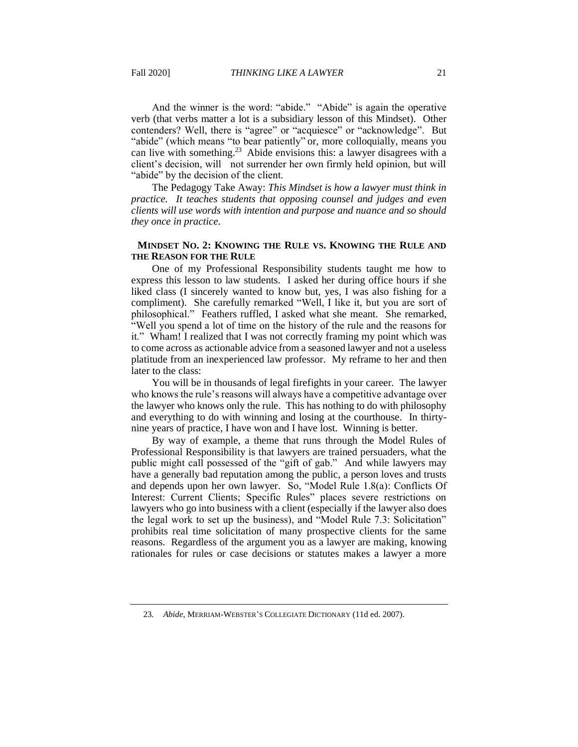And the winner is the word: "abide." "Abide" is again the operative verb (that verbs matter a lot is a subsidiary lesson of this Mindset). Other contenders? Well, there is "agree" or "acquiesce" or "acknowledge". But "abide" (which means "to bear patiently" or, more colloquially, means you can live with something.[23] Abide envisions this: a lawyer disagrees with a client's decision, will not surrender her own firmly held opinion, but will "abide" by the decision of the client.

The Pedagogy Take Away: *This Mindset is how a lawyer must think in practice. It teaches students that opposing counsel and judges and even clients will use words with intention and purpose and nuance and so should they once in practice.*

## MINDSET NO. 2: KNOWING THE RULE VS. KNOWING THE RULE AND THE REASON FOR THE RULE

One of my Professional Responsibility students taught me how to express this lesson to law students. I asked her during office hours if she liked class (I sincerely wanted to know but, yes, I was also fishing for a compliment). She carefully remarked "Well, I like it, but you are sort of philosophical." Feathers ruffled, I asked what she meant. She remarked, "Well you spend a lot of time on the history of the rule and the reasons for it." Wham! I realized that I was not correctly framing my point which was to come across as actionable advice from a seasoned lawyer and not a useless platitude from an inexperienced law professor. My reframe to her and then later to the class:

You will be in thousands of legal firefights in your career. The lawyer who knows the rule's reasons will always have a competitive advantage over the lawyer who knows only the rule. This has nothing to do with philosophy and everything to do with winning and losing at the courthouse. In thirty-nine years of practice, I have won and I have lost. Winning is better.

By way of example, a theme that runs through the Model Rules of Professional Responsibility is that lawyers are trained persuaders, what the public might call possessed of the "gift of gab." And while lawyers may have a generally bad reputation among the public, a person loves and trusts and depends upon her own lawyer. So, "Model Rule 1.8(a): Conflicts Of Interest: Current Clients; Specific Rules" places severe restrictions on lawyers who go into business with a client (especially if the lawyer also does the legal work to set up the business), and "Model Rule 7.3: Solicitation" prohibits real time solicitation of many prospective clients for the same reasons. Regardless of the argument you as a lawyer are making, knowing rationales for rules or case decisions or statutes makes a lawyer a more

---

23. *Abide*, MERRIAM-WEBSTER'S COLLEGIATE DICTIONARY (11d ed. 2007).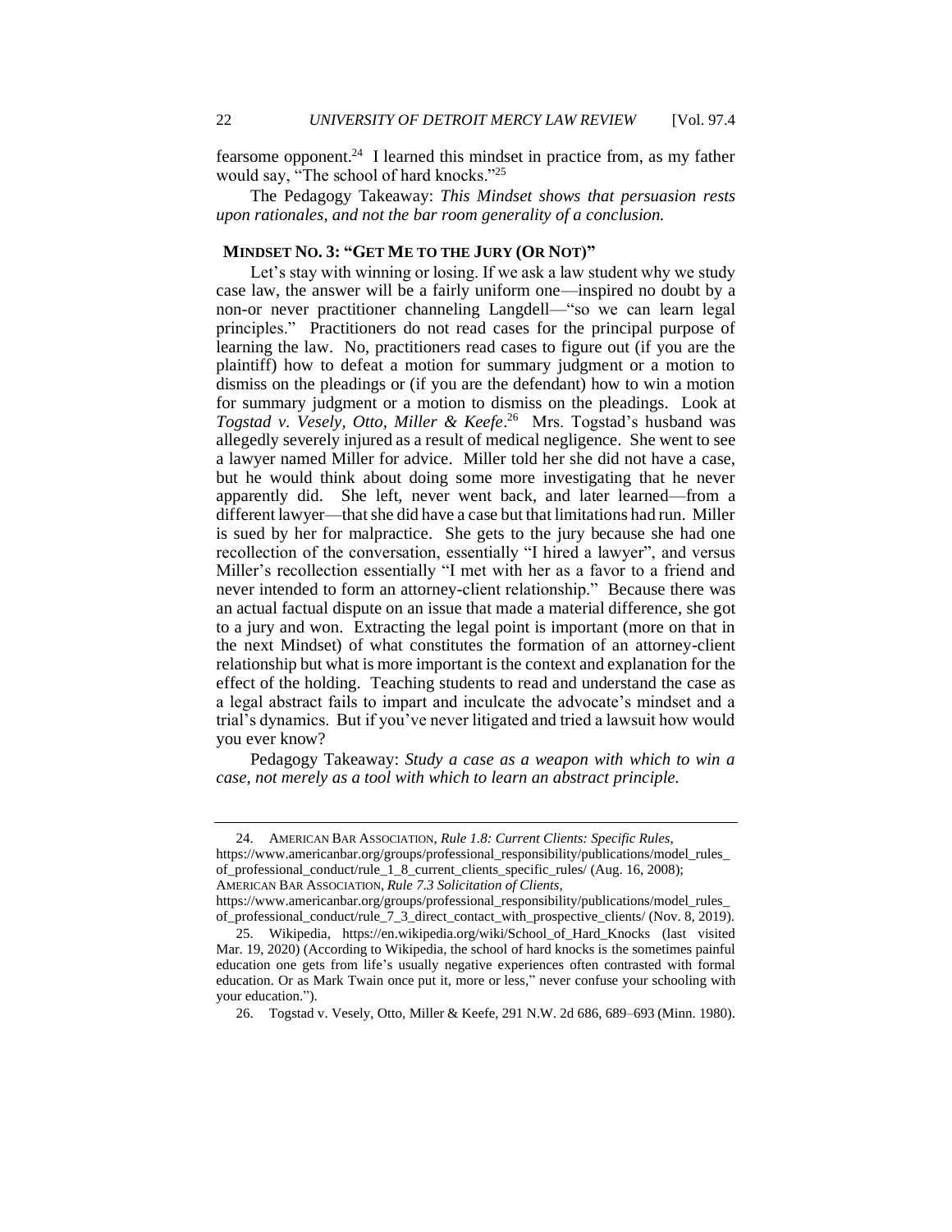fearsome opponent.[24] I learned this mindset in practice from, as my father would say, "The school of hard knocks."[25]

The Pedagogy Takeaway: *This Mindset shows that persuasion rests upon rationales, and not the bar room generality of a conclusion.*

## MINDSET NO. 3: "GET ME TO THE JURY (OR NOT)"

Let's stay with winning or losing. If we ask a law student why we study case law, the answer will be a fairly uniform one—inspired no doubt by a non-or never practitioner channeling Langdell—"so we can learn legal principles." Practitioners do not read cases for the principal purpose of learning the law. No, practitioners read cases to figure out (if you are the plaintiff) how to defeat a motion for summary judgment or a motion to dismiss on the pleadings or (if you are the defendant) how to win a motion for summary judgment or a motion to dismiss on the pleadings. Look at *Togstad v. Vesely, Otto, Miller & Keefe*.[26] Mrs. Togstad's husband was allegedly severely injured as a result of medical negligence. She went to see a lawyer named Miller for advice. Miller told her she did not have a case, but he would think about doing some more investigating that he never apparently did. She left, never went back, and later learned—from a different lawyer—that she did have a case but that limitations had run. Miller is sued by her for malpractice. She gets to the jury because she had one recollection of the conversation, essentially "I hired a lawyer", and versus Miller's recollection essentially "I met with her as a favor to a friend and never intended to form an attorney-client relationship." Because there was an actual factual dispute on an issue that made a material difference, she got to a jury and won. Extracting the legal point is important (more on that in the next Mindset) of what constitutes the formation of an attorney-client relationship but what is more important is the context and explanation for the effect of the holding. Teaching students to read and understand the case as a legal abstract fails to impart and inculcate the advocate's mindset and a trial's dynamics. But if you've never litigated and tried a lawsuit how would you ever know?

Pedagogy Takeaway: *Study a case as a weapon with which to win a case, not merely as a tool with which to learn an abstract principle.*

---

24. AMERICAN BAR ASSOCIATION, *Rule 1.8: Current Clients: Specific Rules*, https://www.americanbar.org/groups/professional_responsibility/publications/model_rules_of_professional_conduct/rule_1_8_current_clients_specific_rules/ (Aug. 16, 2008); AMERICAN BAR ASSOCIATION, *Rule 7.3 Solicitation of Clients*, https://www.americanbar.org/groups/professional_responsibility/publications/model_rules_of_professional_conduct/rule_7_3_direct_contact_with_prospective_clients/ (Nov. 8, 2019).

25. Wikipedia, https://en.wikipedia.org/wiki/School_of_Hard_Knocks (last visited Mar. 19, 2020) (According to Wikipedia, the school of hard knocks is the sometimes painful education one gets from life's usually negative experiences often contrasted with formal education. Or as Mark Twain once put it, more or less," never confuse your schooling with your education.").

26. Togstad v. Vesely, Otto, Miller & Keefe, 291 N.W. 2d 686, 689–693 (Minn. 1980).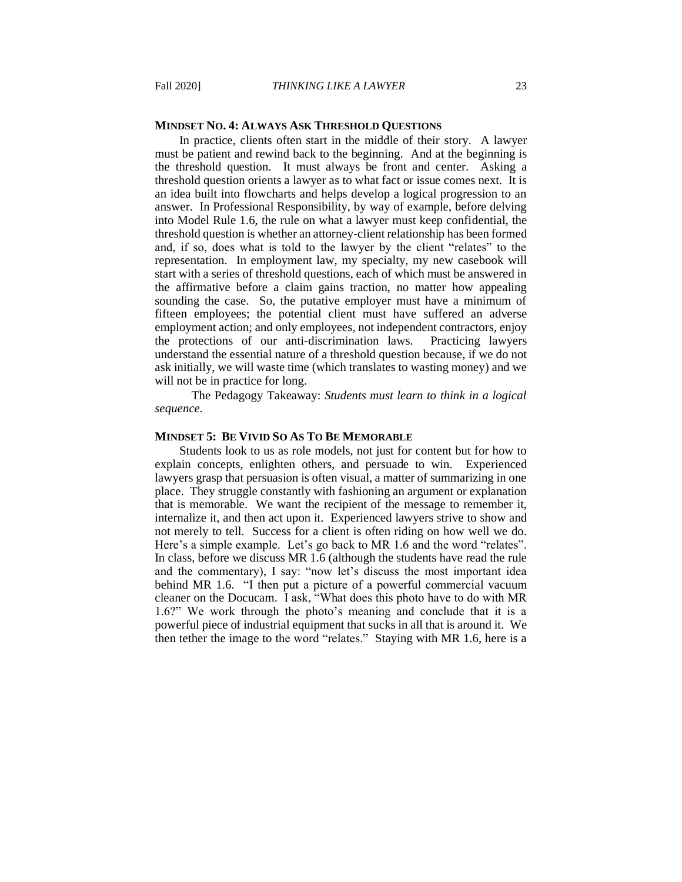### MINDSET NO. 4: ALWAYS ASK THRESHOLD QUESTIONS

In practice, clients often start in the middle of their story. A lawyer must be patient and rewind back to the beginning. And at the beginning is the threshold question. It must always be front and center. Asking a threshold question orients a lawyer as to what fact or issue comes next. It is an idea built into flowcharts and helps develop a logical progression to an answer. In Professional Responsibility, by way of example, before delving into Model Rule 1.6, the rule on what a lawyer must keep confidential, the threshold question is whether an attorney-client relationship has been formed and, if so, does what is told to the lawyer by the client "relates" to the representation. In employment law, my specialty, my new casebook will start with a series of threshold questions, each of which must be answered in the affirmative before a claim gains traction, no matter how appealing sounding the case. So, the putative employer must have a minimum of fifteen employees; the potential client must have suffered an adverse employment action; and only employees, not independent contractors, enjoy the protections of our anti-discrimination laws. Practicing lawyers understand the essential nature of a threshold question because, if we do not ask initially, we will waste time (which translates to wasting money) and we will not be in practice for long.

The Pedagogy Takeaway: *Students must learn to think in a logical sequence.*

### MINDSET 5: BE VIVID SO AS TO BE MEMORABLE

Students look to us as role models, not just for content but for how to explain concepts, enlighten others, and persuade to win. Experienced lawyers grasp that persuasion is often visual, a matter of summarizing in one place. They struggle constantly with fashioning an argument or explanation that is memorable. We want the recipient of the message to remember it, internalize it, and then act upon it. Experienced lawyers strive to show and not merely to tell. Success for a client is often riding on how well we do. Here's a simple example. Let's go back to MR 1.6 and the word "relates". In class, before we discuss MR 1.6 (although the students have read the rule and the commentary), I say: "now let's discuss the most important idea behind MR 1.6. "I then put a picture of a powerful commercial vacuum cleaner on the Docucam. I ask, "What does this photo have to do with MR 1.6?" We work through the photo's meaning and conclude that it is a powerful piece of industrial equipment that sucks in all that is around it. We then tether the image to the word "relates." Staying with MR 1.6, here is a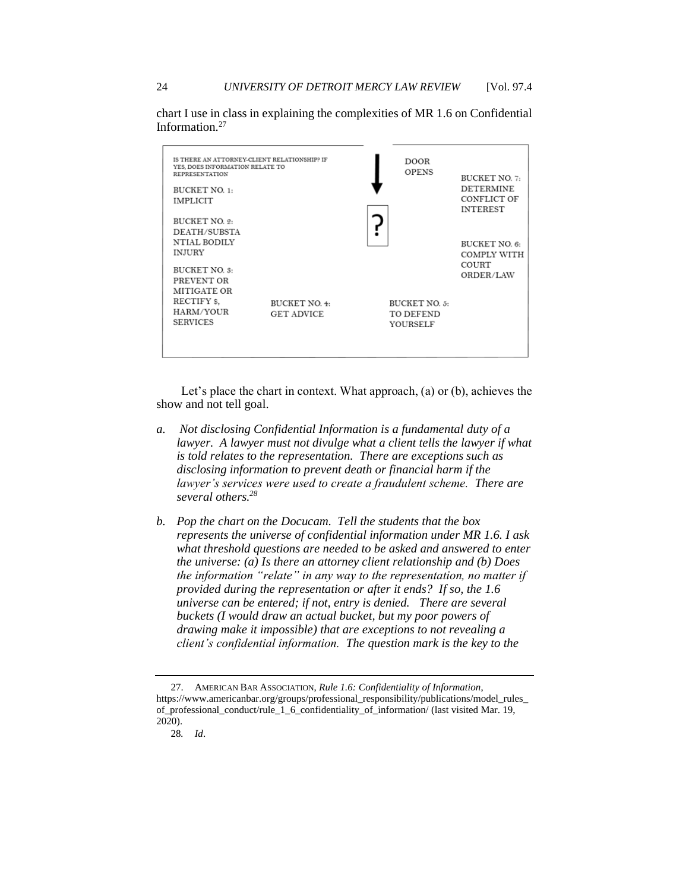chart I use in class in explaining the complexities of MR 1.6 on Confidential Information.[27]

IS THERE AN ATTORNEY-CLIENT RELATIONSHIP? IF YES, DOES INFORMATION RELATE TO REPRESENTATION

BUCKET NO. 1: IMPLICIT

BUCKET NO. 2: DEATH/SUBSTANTIAL BODILY INJURY

BUCKET NO. 3: PREVENT OR MITIGATE OR RECTIFY $, HARM/YOUR SERVICES

BUCKET NO. 4: GET ADVICE

?

DOOR OPENS

BUCKET NO. 5: TO DEFEND YOURSELF

BUCKET NO. 6: COMPLY WITH COURT ORDER/LAW

BUCKET NO. 7: DETERMINE CONFLICT OF INTEREST

Let's place the chart in context. What approach, (a) or (b), achieves the show and not tell goal.

*a. Not disclosing Confidential Information is a fundamental duty of a lawyer. A lawyer must not divulge what a client tells the lawyer if what is told relates to the representation. There are exceptions such as disclosing information to prevent death or financial harm if the lawyer's services were used to create a fraudulent scheme. There are several others.*[28]

*b. Pop the chart on the Docucam. Tell the students that the box represents the universe of confidential information under MR 1.6. I ask what threshold questions are needed to be asked and answered to enter the universe: (a) Is there an attorney client relationship and (b) Does the information "relate" in any way to the representation, no matter if provided during the representation or after it ends? If so, the 1.6 universe can be entered; if not, entry is denied. There are several buckets (I would draw an actual bucket, but my poor powers of drawing make it impossible) that are exceptions to not revealing a client's confidential information. The question mark is the key to the*

---

27. AMERICAN BAR ASSOCIATION, *Rule 1.6: Confidentiality of Information*, https://www.americanbar.org/groups/professional_responsibility/publications/model_rules_of_professional_conduct/rule_1_6_confidentiality_of_information/ (last visited Mar. 19, 2020).

28. *Id*.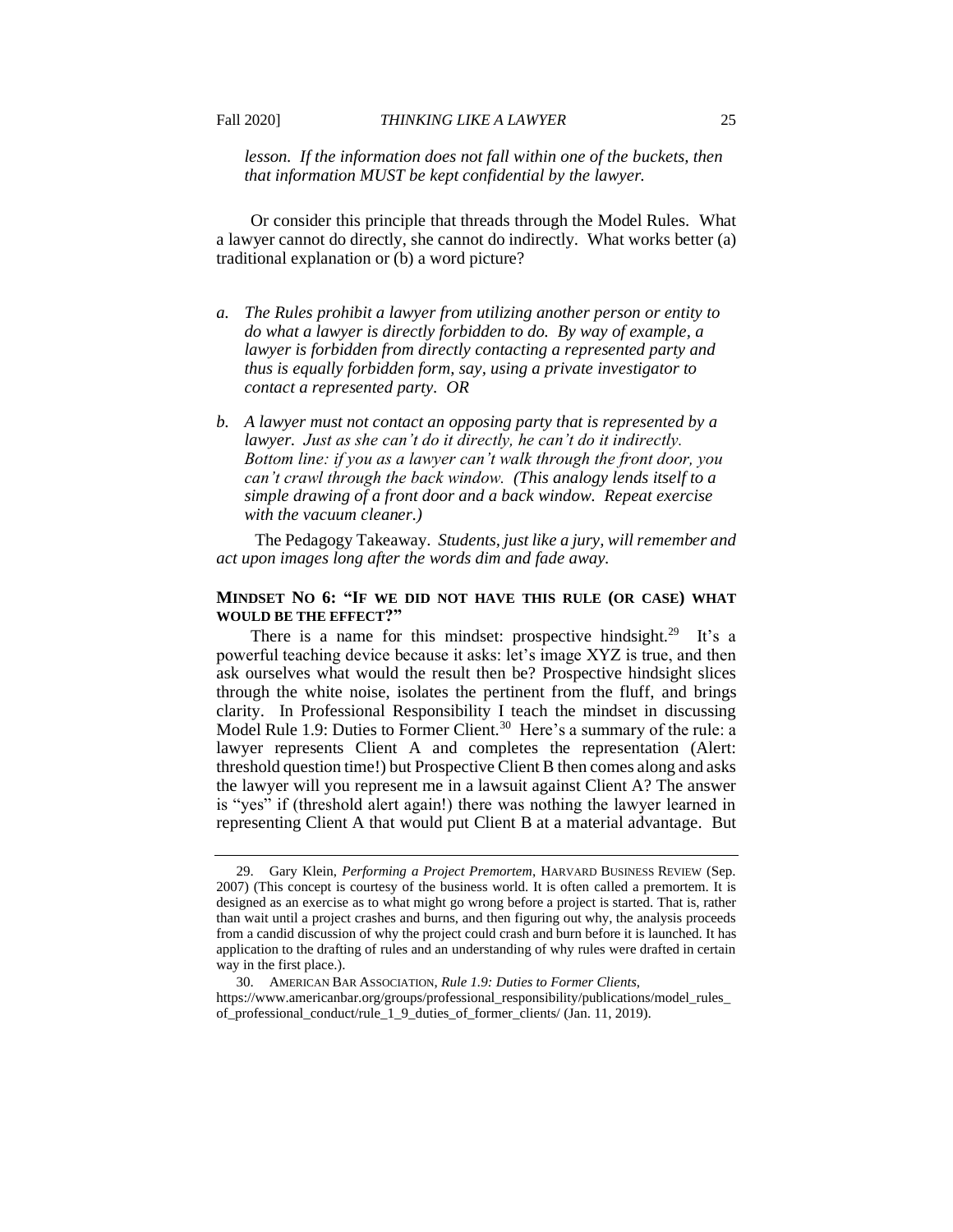*lesson. If the information does not fall within one of the buckets, then that information MUST be kept confidential by the lawyer.*

Or consider this principle that threads through the Model Rules. What a lawyer cannot do directly, she cannot do indirectly. What works better (a) traditional explanation or (b) a word picture?

*a. The Rules prohibit a lawyer from utilizing another person or entity to do what a lawyer is directly forbidden to do. By way of example, a lawyer is forbidden from directly contacting a represented party and thus is equally forbidden form, say, using a private investigator to contact a represented party. OR*

*b. A lawyer must not contact an opposing party that is represented by a lawyer. Just as she can't do it directly, he can't do it indirectly. Bottom line: if you as a lawyer can't walk through the front door, you can't crawl through the back window. (This analogy lends itself to a simple drawing of a front door and a back window. Repeat exercise with the vacuum cleaner.)*

The Pedagogy Takeaway. *Students, just like a jury, will remember and act upon images long after the words dim and fade away.*

### MINDSET NO 6: "IF WE DID NOT HAVE THIS RULE (OR CASE) WHAT WOULD BE THE EFFECT?"

There is a name for this mindset: prospective hindsight.[29] It's a powerful teaching device because it asks: let's image XYZ is true, and then ask ourselves what would the result then be? Prospective hindsight slices through the white noise, isolates the pertinent from the fluff, and brings clarity. In Professional Responsibility I teach the mindset in discussing Model Rule 1.9: Duties to Former Client.[30] Here's a summary of the rule: a lawyer represents Client A and completes the representation (Alert: threshold question time!) but Prospective Client B then comes along and asks the lawyer will you represent me in a lawsuit against Client A? The answer is "yes" if (threshold alert again!) there was nothing the lawyer learned in representing Client A that would put Client B at a material advantage. But

---

29. Gary Klein, *Performing a Project Premortem*, HARVARD BUSINESS REVIEW (Sep. 2007) (This concept is courtesy of the business world. It is often called a premortem. It is designed as an exercise as to what might go wrong before a project is started. That is, rather than wait until a project crashes and burns, and then figuring out why, the analysis proceeds from a candid discussion of why the project could crash and burn before it is launched. It has application to the drafting of rules and an understanding of why rules were drafted in certain way in the first place.).

30. AMERICAN BAR ASSOCIATION, *Rule 1.9: Duties to Former Clients*, https://www.americanbar.org/groups/professional_responsibility/publications/model_rules_of_professional_conduct/rule_1_9_duties_of_former_clients/ (Jan. 11, 2019).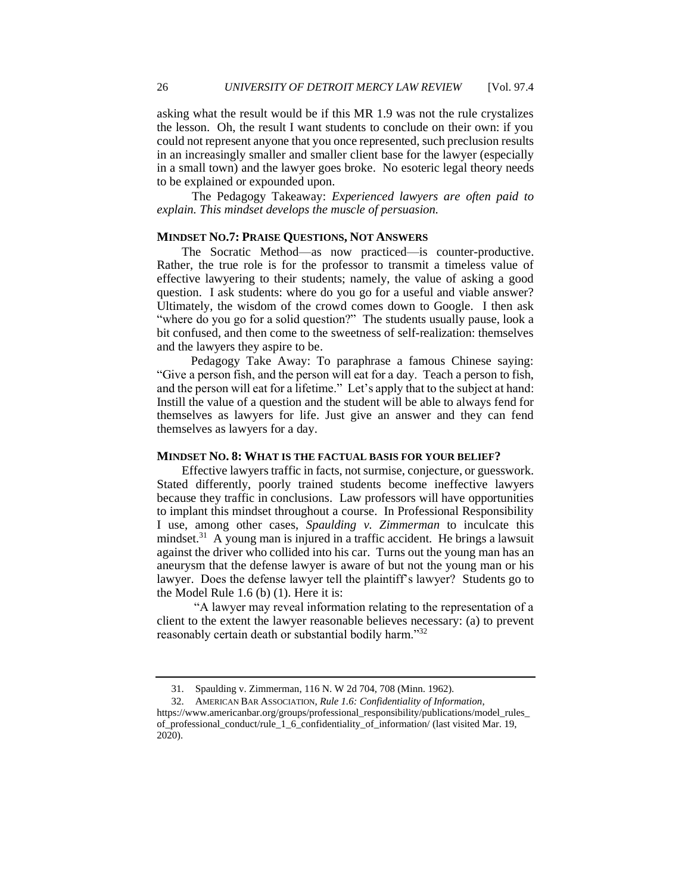asking what the result would be if this MR 1.9 was not the rule crystalizes the lesson. Oh, the result I want students to conclude on their own: if you could not represent anyone that you once represented, such preclusion results in an increasingly smaller and smaller client base for the lawyer (especially in a small town) and the lawyer goes broke. No esoteric legal theory needs to be explained or expounded upon.

The Pedagogy Takeaway: *Experienced lawyers are often paid to explain. This mindset develops the muscle of persuasion.*

**MINDSET NO.7: PRAISE QUESTIONS, NOT ANSWERS**

The Socratic Method—as now practiced—is counter-productive. Rather, the true role is for the professor to transmit a timeless value of effective lawyering to their students; namely, the value of asking a good question. I ask students: where do you go for a useful and viable answer? Ultimately, the wisdom of the crowd comes down to Google. I then ask "where do you go for a solid question?" The students usually pause, look a bit confused, and then come to the sweetness of self-realization: themselves and the lawyers they aspire to be.

Pedagogy Take Away: To paraphrase a famous Chinese saying: "Give a person fish, and the person will eat for a day. Teach a person to fish, and the person will eat for a lifetime." Let's apply that to the subject at hand: Instill the value of a question and the student will be able to always fend for themselves as lawyers for life. Just give an answer and they can fend themselves as lawyers for a day.

**MINDSET NO. 8: WHAT IS THE FACTUAL BASIS FOR YOUR BELIEF?**

Effective lawyers traffic in facts, not surmise, conjecture, or guesswork. Stated differently, poorly trained students become ineffective lawyers because they traffic in conclusions. Law professors will have opportunities to implant this mindset throughout a course. In Professional Responsibility I use, among other cases, *Spaulding v. Zimmerman* to inculcate this mindset.[31] A young man is injured in a traffic accident. He brings a lawsuit against the driver who collided into his car. Turns out the young man has an aneurysm that the defense lawyer is aware of but not the young man or his lawyer. Does the defense lawyer tell the plaintiff's lawyer? Students go to the Model Rule 1.6 (b) (1). Here it is:

"A lawyer may reveal information relating to the representation of a client to the extent the lawyer reasonable believes necessary: (a) to prevent reasonably certain death or substantial bodily harm."[32]

---

31. Spaulding v. Zimmerman, 116 N. W 2d 704, 708 (Minn. 1962).

32. AMERICAN BAR ASSOCIATION, *Rule 1.6: Confidentiality of Information*, https://www.americanbar.org/groups/professional_responsibility/publications/model_rules_of_professional_conduct/rule_1_6_confidentiality_of_information/ (last visited Mar. 19, 2020).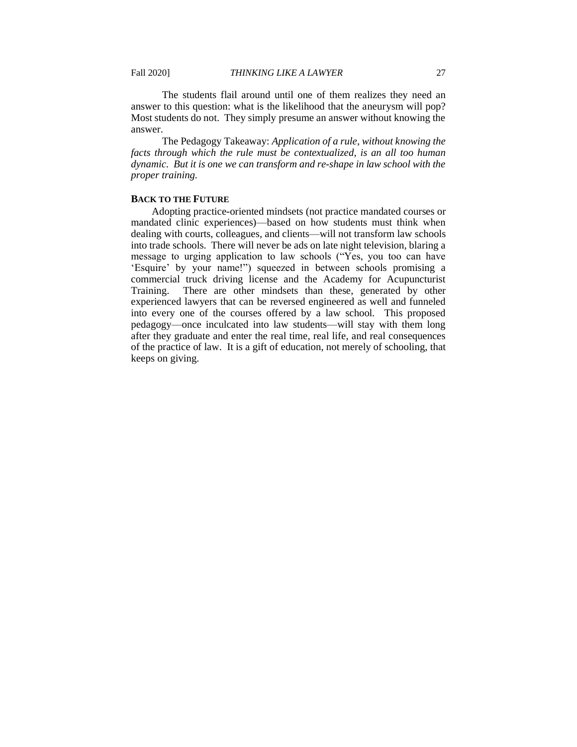The students flail around until one of them realizes they need an answer to this question: what is the likelihood that the aneurysm will pop? Most students do not. They simply presume an answer without knowing the answer.

The Pedagogy Takeaway: *Application of a rule, without knowing the facts through which the rule must be contextualized, is an all too human dynamic. But it is one we can transform and re-shape in law school with the proper training.*

## BACK TO THE FUTURE

Adopting practice-oriented mindsets (not practice mandated courses or mandated clinic experiences)—based on how students must think when dealing with courts, colleagues, and clients—will not transform law schools into trade schools. There will never be ads on late night television, blaring a message to urging application to law schools ("Yes, you too can have 'Esquire' by your name!") squeezed in between schools promising a commercial truck driving license and the Academy for Acupuncturist Training. There are other mindsets than these, generated by other experienced lawyers that can be reversed engineered as well and funneled into every one of the courses offered by a law school. This proposed pedagogy—once inculcated into law students—will stay with them long after they graduate and enter the real time, real life, and real consequences of the practice of law. It is a gift of education, not merely of schooling, that keeps on giving.